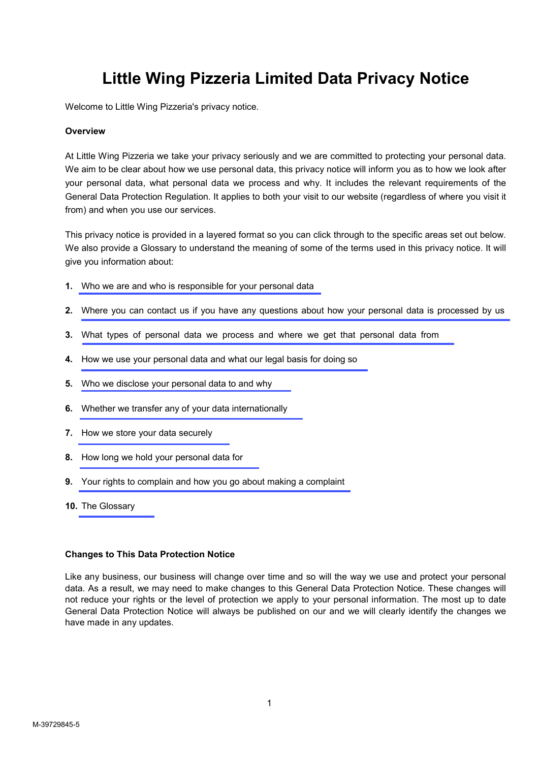# Little Wing Pizzeria Limited Data Privacy Notice

Welcome to Little Wing Pizzeria's privacy notice.

**Overview**

At Little Wing Pizzeria we take your privacy seriously and we are committed to protecting your personal data. We aim to be clear about how we use personal data, this privacy notice will inform you as to how we look after your personal data, what personal data we process and why. It includes the relevant requirements of the General Data Protection Regulation. It applies to both your visit to our website (regardless of where you visit it from) and when you use our services.

This privacy notice is provided in a layered format so you can click through to the specific areas set out below. We also provide a Glossary to understand the meaning of some of the terms used in this privacy notice. It will give you information about:

1. Who we are and who is responsible for your personal data
2. Where you can contact us if you have any questions about how your personal data is processed by us
3. What types of personal data we process and where we get that personal data from
4. How we use your personal data and what our legal basis for doing so
5. Who we disclose your personal data to and why
6. Whether we transfer any of your data internationally
7. How we store your data securely
8. How long we hold your personal data for
9. Your rights to complain and how you go about making a complaint
10. The Glossary

**Changes to This Data Protection Notice**

Like any business, our business will change over time and so will the way we use and protect your personal data. As a result, we may need to make changes to this General Data Protection Notice. These changes will not reduce your rights or the level of protection we apply to your personal information. The most up to date General Data Protection Notice will always be published on our and we will clearly identify the changes we have made in any updates.

M-39729845-5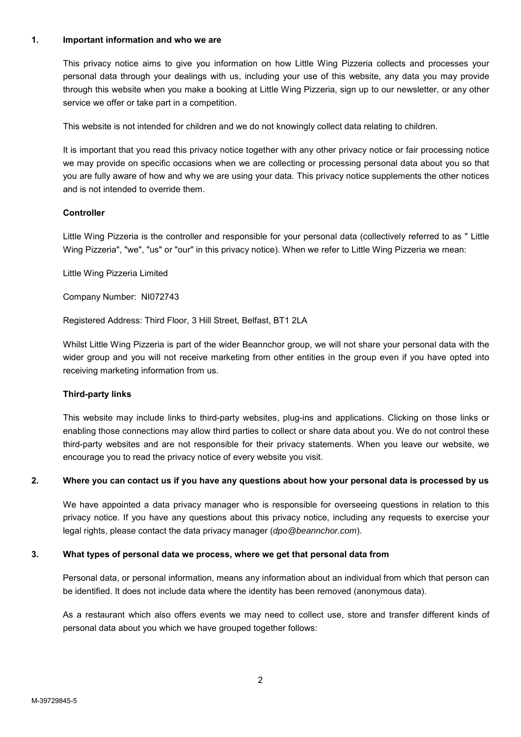## 1. Important information and who we are

This privacy notice aims to give you information on how Little Wing Pizzeria collects and processes your personal data through your dealings with us, including your use of this website, any data you may provide through this website when you make a booking at Little Wing Pizzeria, sign up to our newsletter, or any other service we offer or take part in a competition.

This website is not intended for children and we do not knowingly collect data relating to children.

It is important that you read this privacy notice together with any other privacy notice or fair processing notice we may provide on specific occasions when we are collecting or processing personal data about you so that you are fully aware of how and why we are using your data. This privacy notice supplements the other notices and is not intended to override them.

### Controller

Little Wing Pizzeria is the controller and responsible for your personal data (collectively referred to as " Little Wing Pizzeria", "we", "us" or "our" in this privacy notice). When we refer to Little Wing Pizzeria we mean:

Little Wing Pizzeria Limited

Company Number: NI072743

Registered Address: Third Floor, 3 Hill Street, Belfast, BT1 2LA

Whilst Little Wing Pizzeria is part of the wider Beannchor group, we will not share your personal data with the wider group and you will not receive marketing from other entities in the group even if you have opted into receiving marketing information from us.

### Third-party links

This website may include links to third-party websites, plug-ins and applications. Clicking on those links or enabling those connections may allow third parties to collect or share data about you. We do not control these third-party websites and are not responsible for their privacy statements. When you leave our website, we encourage you to read the privacy notice of every website you visit.

## 2. Where you can contact us if you have any questions about how your personal data is processed by us

We have appointed a data privacy manager who is responsible for overseeing questions in relation to this privacy notice. If you have any questions about this privacy notice, including any requests to exercise your legal rights, please contact the data privacy manager (*dpo@beannchor.com*).

## 3. What types of personal data we process, where we get that personal data from

Personal data, or personal information, means any information about an individual from which that person can be identified. It does not include data where the identity has been removed (anonymous data).

As a restaurant which also offers events we may need to collect use, store and transfer different kinds of personal data about you which we have grouped together follows: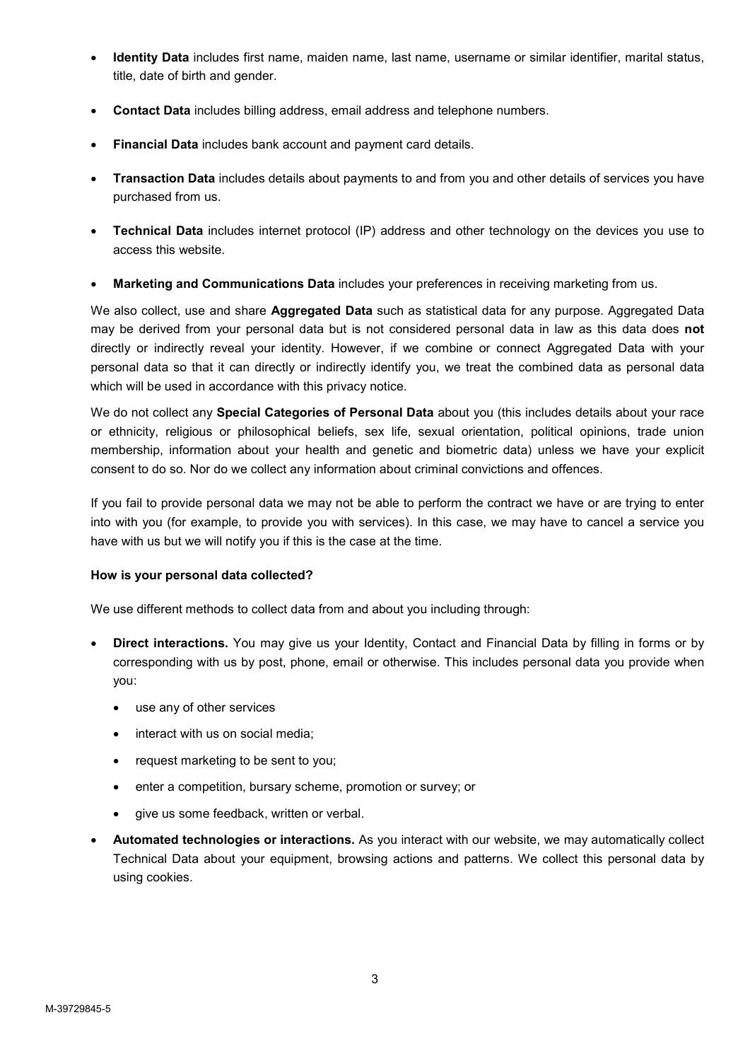- **Identity Data** includes first name, maiden name, last name, username or similar identifier, marital status, title, date of birth and gender.
- **Contact Data** includes billing address, email address and telephone numbers.
- **Financial Data** includes bank account and payment card details.
- **Transaction Data** includes details about payments to and from you and other details of services you have purchased from us.
- **Technical Data** includes internet protocol (IP) address and other technology on the devices you use to access this website.
- **Marketing and Communications Data** includes your preferences in receiving marketing from us.

We also collect, use and share **Aggregated Data** such as statistical data for any purpose. Aggregated Data may be derived from your personal data but is not considered personal data in law as this data does **not** directly or indirectly reveal your identity. However, if we combine or connect Aggregated Data with your personal data so that it can directly or indirectly identify you, we treat the combined data as personal data which will be used in accordance with this privacy notice.

We do not collect any **Special Categories of Personal Data** about you (this includes details about your race or ethnicity, religious or philosophical beliefs, sex life, sexual orientation, political opinions, trade union membership, information about your health and genetic and biometric data) unless we have your explicit consent to do so. Nor do we collect any information about criminal convictions and offences.

If you fail to provide personal data we may not be able to perform the contract we have or are trying to enter into with you (for example, to provide you with services). In this case, we may have to cancel a service you have with us but we will notify you if this is the case at the time.

**How is your personal data collected?**

We use different methods to collect data from and about you including through:

- **Direct interactions.** You may give us your Identity, Contact and Financial Data by filling in forms or by corresponding with us by post, phone, email or otherwise. This includes personal data you provide when you:
  - use any of other services
  - interact with us on social media;
  - request marketing to be sent to you;
  - enter a competition, bursary scheme, promotion or survey; or
  - give us some feedback, written or verbal.
- **Automated technologies or interactions.** As you interact with our website, we may automatically collect Technical Data about your equipment, browsing actions and patterns. We collect this personal data by using cookies.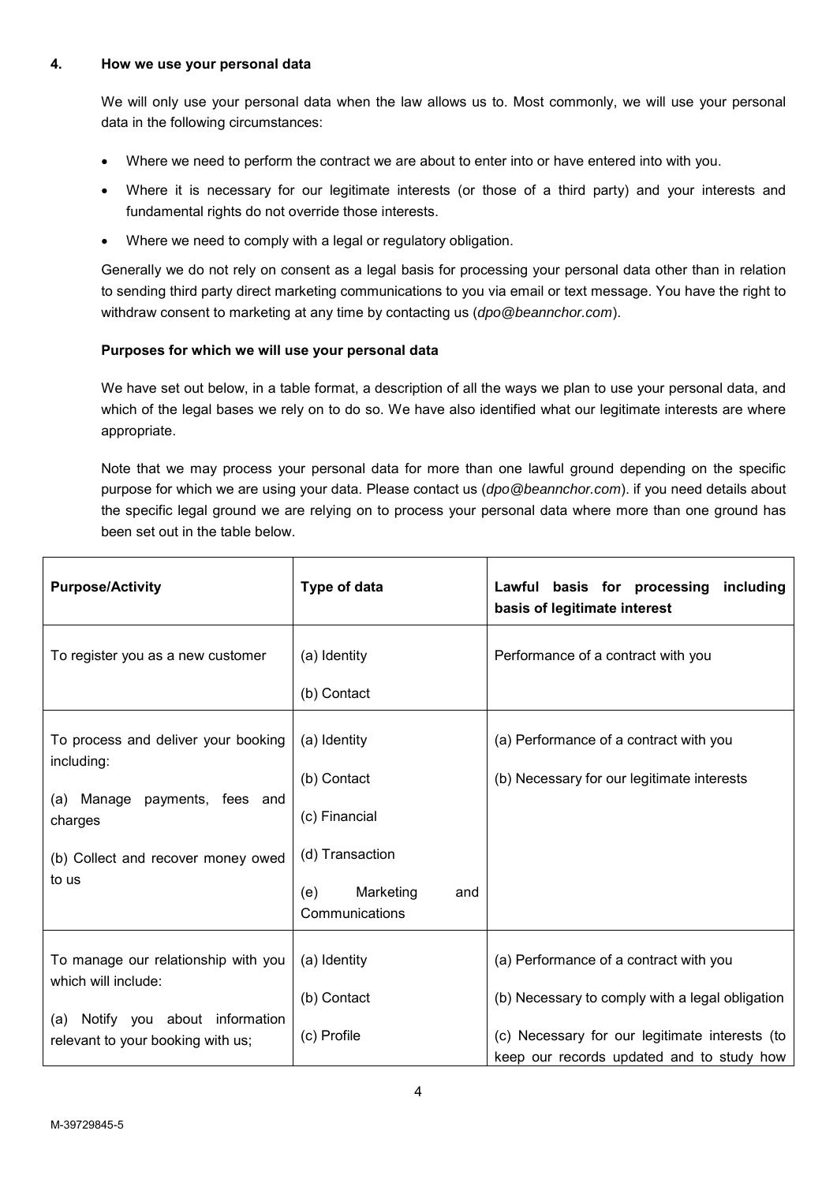## 4. How we use your personal data

We will only use your personal data when the law allows us to. Most commonly, we will use your personal data in the following circumstances:

- Where we need to perform the contract we are about to enter into or have entered into with you.
- Where it is necessary for our legitimate interests (or those of a third party) and your interests and fundamental rights do not override those interests.
- Where we need to comply with a legal or regulatory obligation.

Generally we do not rely on consent as a legal basis for processing your personal data other than in relation to sending third party direct marketing communications to you via email or text message. You have the right to withdraw consent to marketing at any time by contacting us (*dpo@beannchor.com*).

### Purposes for which we will use your personal data

We have set out below, in a table format, a description of all the ways we plan to use your personal data, and which of the legal bases we rely on to do so. We have also identified what our legitimate interests are where appropriate.

Note that we may process your personal data for more than one lawful ground depending on the specific purpose for which we are using your data. Please contact us (*dpo@beannchor.com*). if you need details about the specific legal ground we are relying on to process your personal data where more than one ground has been set out in the table below.

| Purpose/Activity | Type of data | Lawful basis for processing including basis of legitimate interest |
|---|---|---|
| To register you as a new customer | (a) Identity<br>(b) Contact | Performance of a contract with you |
| To process and deliver your booking including:<br>(a) Manage payments, fees and charges<br>(b) Collect and recover money owed to us | (a) Identity<br>(b) Contact<br>(c) Financial<br>(d) Transaction<br>(e) Marketing and Communications | (a) Performance of a contract with you<br>(b) Necessary for our legitimate interests |
| To manage our relationship with you which will include:<br>(a) Notify you about information relevant to your booking with us; | (a) Identity<br>(b) Contact<br>(c) Profile | (a) Performance of a contract with you<br>(b) Necessary to comply with a legal obligation<br>(c) Necessary for our legitimate interests (to keep our records updated and to study how |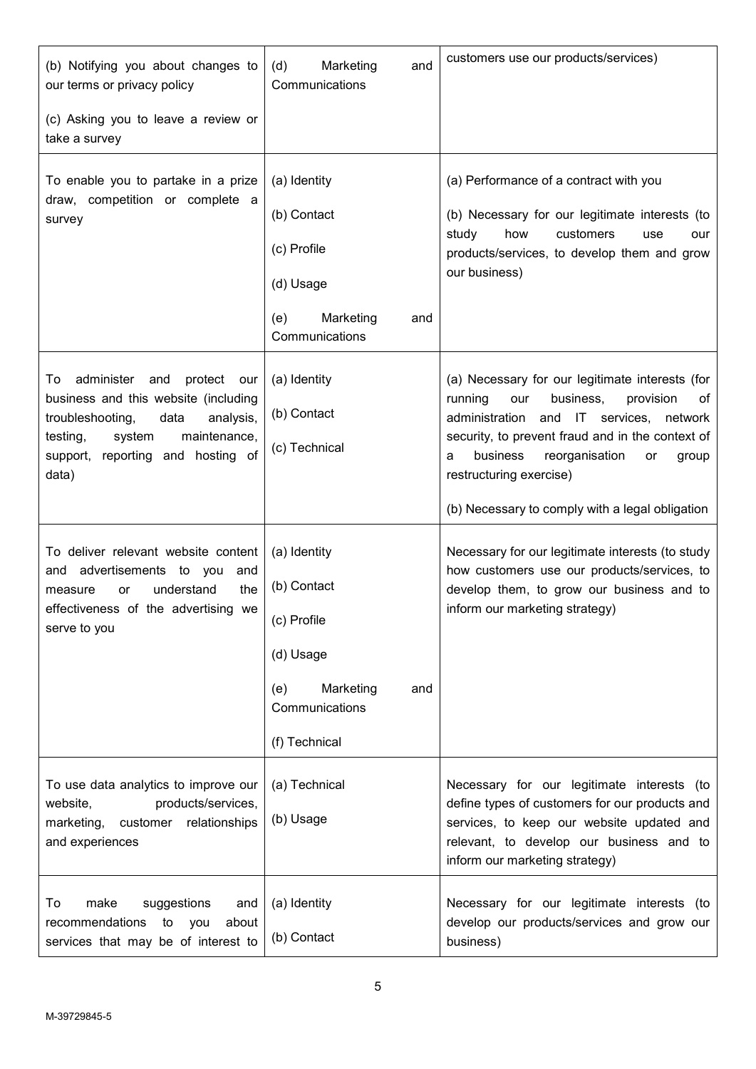| | | |
|---|---|---|
| (b) Notifying you about changes to our terms or privacy policy<br><br>(c) Asking you to leave a review or take a survey | (d) Marketing and Communications | customers use our products/services) |
| To enable you to partake in a prize draw, competition or complete a survey | (a) Identity<br><br>(b) Contact<br><br>(c) Profile<br><br>(d) Usage<br><br>(e) Marketing and Communications | (a) Performance of a contract with you<br><br>(b) Necessary for our legitimate interests (to study how customers use our products/services, to develop them and grow our business) |
| To administer and protect our business and this website (including troubleshooting, data analysis, testing, system maintenance, support, reporting and hosting of data) | (a) Identity<br><br>(b) Contact<br><br>(c) Technical | (a) Necessary for our legitimate interests (for running our business, provision of administration and IT services, network security, to prevent fraud and in the context of a business reorganisation or group restructuring exercise)<br><br>(b) Necessary to comply with a legal obligation |
| To deliver relevant website content and advertisements to you and measure or understand the effectiveness of the advertising we serve to you | (a) Identity<br><br>(b) Contact<br><br>(c) Profile<br><br>(d) Usage<br><br>(e) Marketing and Communications<br><br>(f) Technical | Necessary for our legitimate interests (to study how customers use our products/services, to develop them, to grow our business and to inform our marketing strategy) |
| To use data analytics to improve our website, products/services, marketing, customer relationships and experiences | (a) Technical<br><br>(b) Usage | Necessary for our legitimate interests (to define types of customers for our products and services, to keep our website updated and relevant, to develop our business and to inform our marketing strategy) |
| To make suggestions and recommendations to you about services that may be of interest to | (a) Identity<br><br>(b) Contact | Necessary for our legitimate interests (to develop our products/services and grow our business) |

M-39729845-5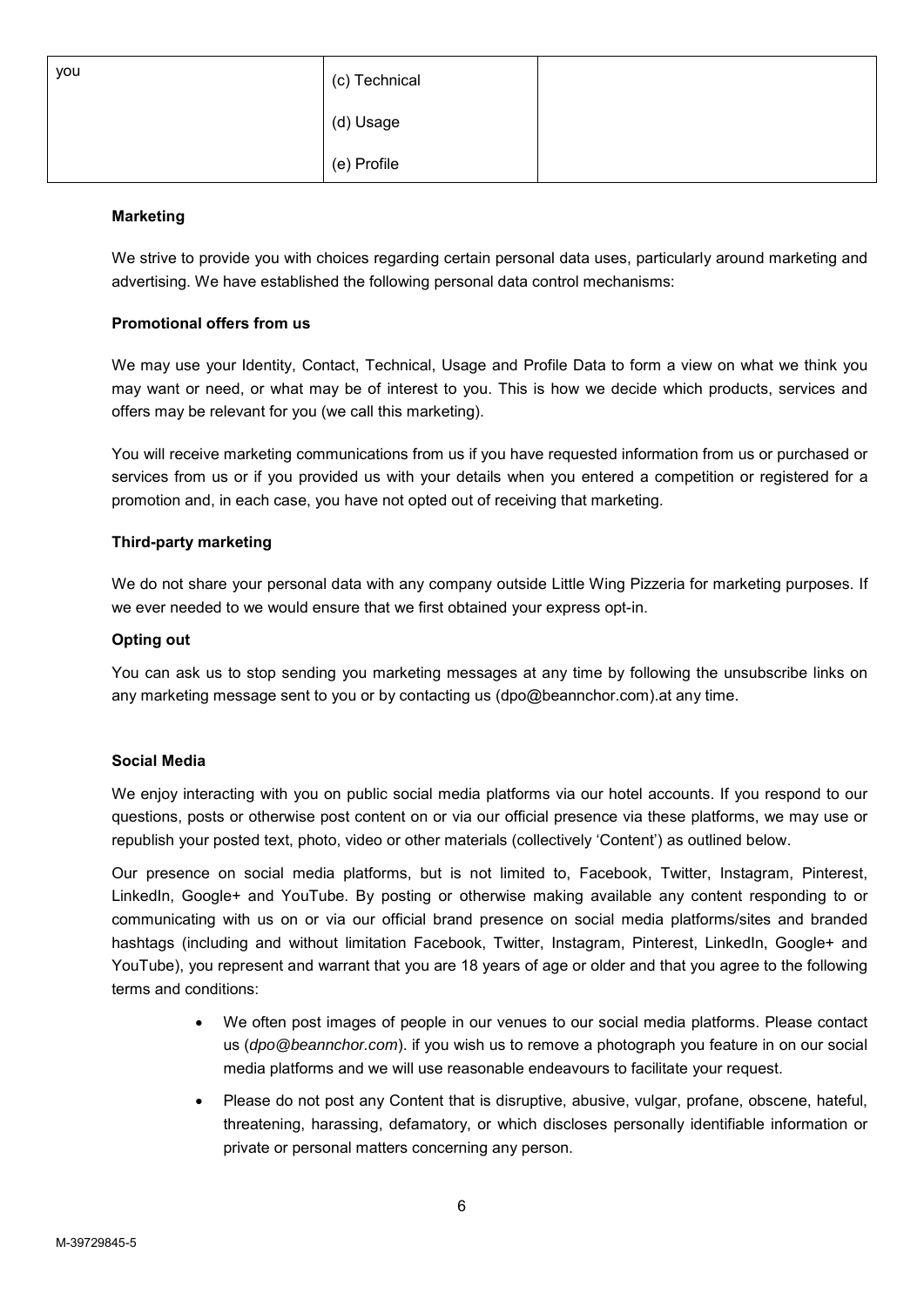| you | (c) Technical<br><br>(d) Usage<br><br>(e) Profile | |
|---|---|---|

**Marketing**

We strive to provide you with choices regarding certain personal data uses, particularly around marketing and advertising. We have established the following personal data control mechanisms:

**Promotional offers from us**

We may use your Identity, Contact, Technical, Usage and Profile Data to form a view on what we think you may want or need, or what may be of interest to you. This is how we decide which products, services and offers may be relevant for you (we call this marketing).

You will receive marketing communications from us if you have requested information from us or purchased or services from us or if you provided us with your details when you entered a competition or registered for a promotion and, in each case, you have not opted out of receiving that marketing.

**Third-party marketing**

We do not share your personal data with any company outside Little Wing Pizzeria for marketing purposes. If we ever needed to we would ensure that we first obtained your express opt-in.

**Opting out**

You can ask us to stop sending you marketing messages at any time by following the unsubscribe links on any marketing message sent to you or by contacting us (dpo@beannchor.com).at any time.

**Social Media**

We enjoy interacting with you on public social media platforms via our hotel accounts. If you respond to our questions, posts or otherwise post content on or via our official presence via these platforms, we may use or republish your posted text, photo, video or other materials (collectively 'Content') as outlined below.

Our presence on social media platforms, but is not limited to, Facebook, Twitter, Instagram, Pinterest, LinkedIn, Google+ and YouTube. By posting or otherwise making available any content responding to or communicating with us on or via our official brand presence on social media platforms/sites and branded hashtags (including and without limitation Facebook, Twitter, Instagram, Pinterest, LinkedIn, Google+ and YouTube), you represent and warrant that you are 18 years of age or older and that you agree to the following terms and conditions:

- We often post images of people in our venues to our social media platforms. Please contact us (*dpo@beannchor.com*). if you wish us to remove a photograph you feature in on our social media platforms and we will use reasonable endeavours to facilitate your request.
- Please do not post any Content that is disruptive, abusive, vulgar, profane, obscene, hateful, threatening, harassing, defamatory, or which discloses personally identifiable information or private or personal matters concerning any person.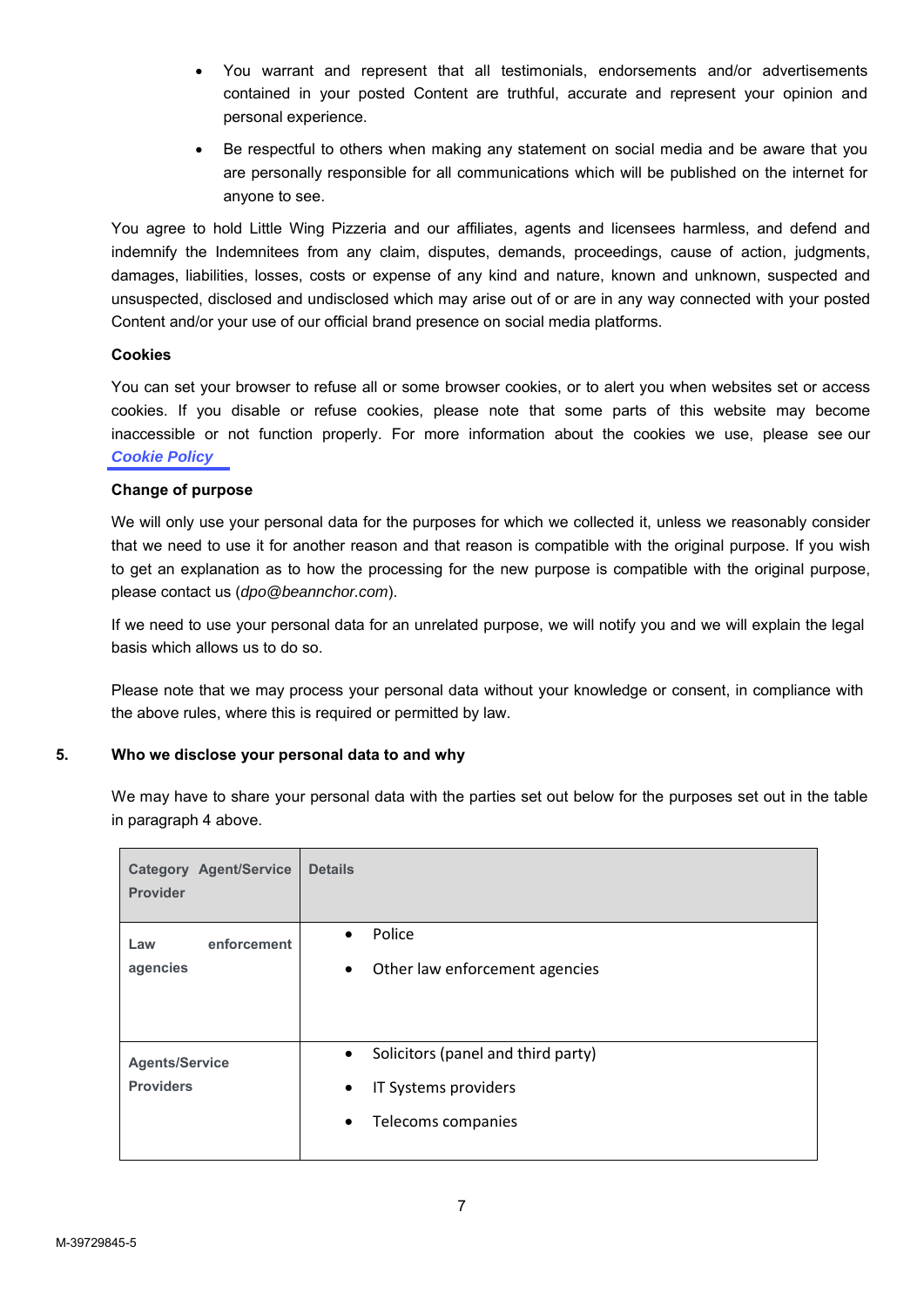- You warrant and represent that all testimonials, endorsements and/or advertisements contained in your posted Content are truthful, accurate and represent your opinion and personal experience.
- Be respectful to others when making any statement on social media and be aware that you are personally responsible for all communications which will be published on the internet for anyone to see.

You agree to hold Little Wing Pizzeria and our affiliates, agents and licensees harmless, and defend and indemnify the Indemnitees from any claim, disputes, demands, proceedings, cause of action, judgments, damages, liabilities, losses, costs or expense of any kind and nature, known and unknown, suspected and unsuspected, disclosed and undisclosed which may arise out of or are in any way connected with your posted Content and/or your use of our official brand presence on social media platforms.

**Cookies**

You can set your browser to refuse all or some browser cookies, or to alert you when websites set or access cookies. If you disable or refuse cookies, please note that some parts of this website may become inaccessible or not function properly. For more information about the cookies we use, please see our ***Cookie Policy***

**Change of purpose**

We will only use your personal data for the purposes for which we collected it, unless we reasonably consider that we need to use it for another reason and that reason is compatible with the original purpose. If you wish to get an explanation as to how the processing for the new purpose is compatible with the original purpose, please contact us (*dpo@beannchor.com*).

If we need to use your personal data for an unrelated purpose, we will notify you and we will explain the legal basis which allows us to do so.

Please note that we may process your personal data without your knowledge or consent, in compliance with the above rules, where this is required or permitted by law.

## 5. Who we disclose your personal data to and why

We may have to share your personal data with the parties set out below for the purposes set out in the table in paragraph 4 above.

| Category Agent/Service Provider | Details |
|---|---|
| Law enforcement agencies | • Police<br>• Other law enforcement agencies |
| Agents/Service Providers | • Solicitors (panel and third party)<br>• IT Systems providers<br>• Telecoms companies |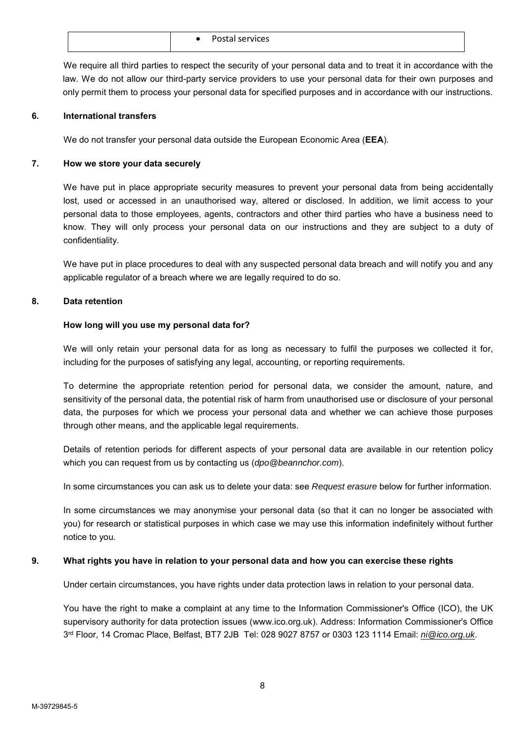| | • Postal services |
|---|---|

We require all third parties to respect the security of your personal data and to treat it in accordance with the law. We do not allow our third-party service providers to use your personal data for their own purposes and only permit them to process your personal data for specified purposes and in accordance with our instructions.

## 6. International transfers

We do not transfer your personal data outside the European Economic Area (**EEA**).

## 7. How we store your data securely

We have put in place appropriate security measures to prevent your personal data from being accidentally lost, used or accessed in an unauthorised way, altered or disclosed. In addition, we limit access to your personal data to those employees, agents, contractors and other third parties who have a business need to know. They will only process your personal data on our instructions and they are subject to a duty of confidentiality.

We have put in place procedures to deal with any suspected personal data breach and will notify you and any applicable regulator of a breach where we are legally required to do so.

## 8. Data retention

### How long will you use my personal data for?

We will only retain your personal data for as long as necessary to fulfil the purposes we collected it for, including for the purposes of satisfying any legal, accounting, or reporting requirements.

To determine the appropriate retention period for personal data, we consider the amount, nature, and sensitivity of the personal data, the potential risk of harm from unauthorised use or disclosure of your personal data, the purposes for which we process your personal data and whether we can achieve those purposes through other means, and the applicable legal requirements.

Details of retention periods for different aspects of your personal data are available in our retention policy which you can request from us by contacting us (*dpo@beannchor.com*).

In some circumstances you can ask us to delete your data: see *Request erasure* below for further information.

In some circumstances we may anonymise your personal data (so that it can no longer be associated with you) for research or statistical purposes in which case we may use this information indefinitely without further notice to you.

## 9. What rights you have in relation to your personal data and how you can exercise these rights

Under certain circumstances, you have rights under data protection laws in relation to your personal data.

You have the right to make a complaint at any time to the Information Commissioner's Office (ICO), the UK supervisory authority for data protection issues (www.ico.org.uk). Address: Information Commissioner's Office 3rd Floor, 14 Cromac Place, Belfast, BT7 2JB Tel: 028 9027 8757 or 0303 123 1114 Email: *ni@ico.org.uk*.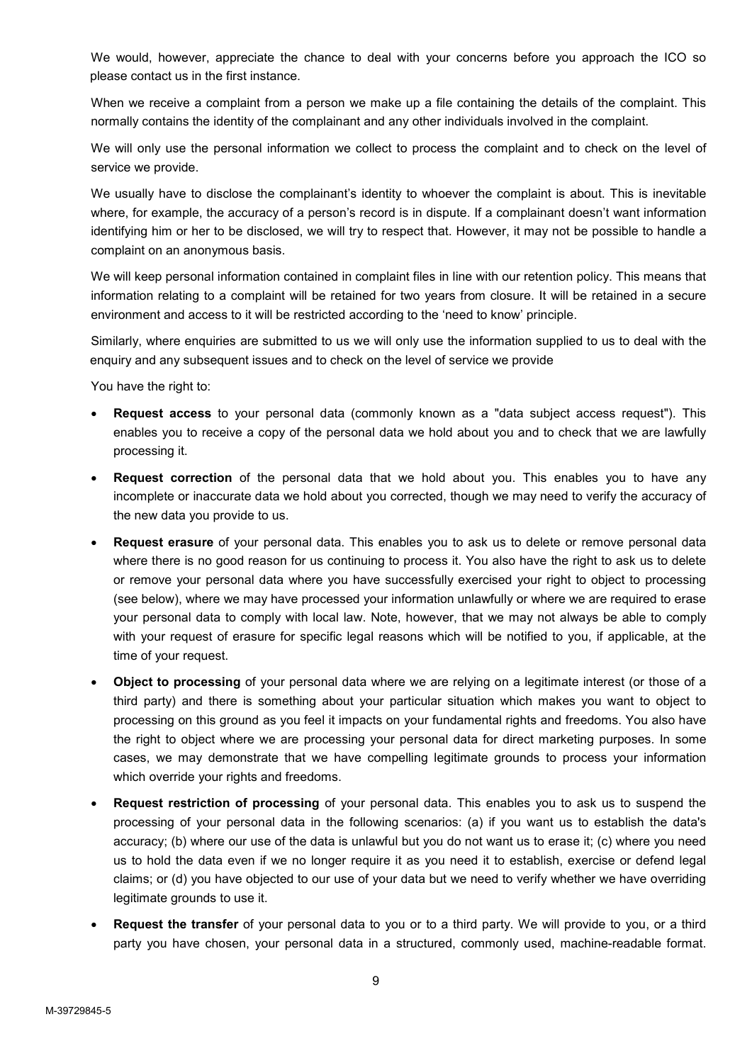We would, however, appreciate the chance to deal with your concerns before you approach the ICO so please contact us in the first instance.

When we receive a complaint from a person we make up a file containing the details of the complaint. This normally contains the identity of the complainant and any other individuals involved in the complaint.

We will only use the personal information we collect to process the complaint and to check on the level of service we provide.

We usually have to disclose the complainant's identity to whoever the complaint is about. This is inevitable where, for example, the accuracy of a person's record is in dispute. If a complainant doesn't want information identifying him or her to be disclosed, we will try to respect that. However, it may not be possible to handle a complaint on an anonymous basis.

We will keep personal information contained in complaint files in line with our retention policy. This means that information relating to a complaint will be retained for two years from closure. It will be retained in a secure environment and access to it will be restricted according to the 'need to know' principle.

Similarly, where enquiries are submitted to us we will only use the information supplied to us to deal with the enquiry and any subsequent issues and to check on the level of service we provide

You have the right to:

- **Request access** to your personal data (commonly known as a "data subject access request"). This enables you to receive a copy of the personal data we hold about you and to check that we are lawfully processing it.
- **Request correction** of the personal data that we hold about you. This enables you to have any incomplete or inaccurate data we hold about you corrected, though we may need to verify the accuracy of the new data you provide to us.
- **Request erasure** of your personal data. This enables you to ask us to delete or remove personal data where there is no good reason for us continuing to process it. You also have the right to ask us to delete or remove your personal data where you have successfully exercised your right to object to processing (see below), where we may have processed your information unlawfully or where we are required to erase your personal data to comply with local law. Note, however, that we may not always be able to comply with your request of erasure for specific legal reasons which will be notified to you, if applicable, at the time of your request.
- **Object to processing** of your personal data where we are relying on a legitimate interest (or those of a third party) and there is something about your particular situation which makes you want to object to processing on this ground as you feel it impacts on your fundamental rights and freedoms. You also have the right to object where we are processing your personal data for direct marketing purposes. In some cases, we may demonstrate that we have compelling legitimate grounds to process your information which override your rights and freedoms.
- **Request restriction of processing** of your personal data. This enables you to ask us to suspend the processing of your personal data in the following scenarios: (a) if you want us to establish the data's accuracy; (b) where our use of the data is unlawful but you do not want us to erase it; (c) where you need us to hold the data even if we no longer require it as you need it to establish, exercise or defend legal claims; or (d) you have objected to our use of your data but we need to verify whether we have overriding legitimate grounds to use it.
- **Request the transfer** of your personal data to you or to a third party. We will provide to you, or a third party you have chosen, your personal data in a structured, commonly used, machine-readable format.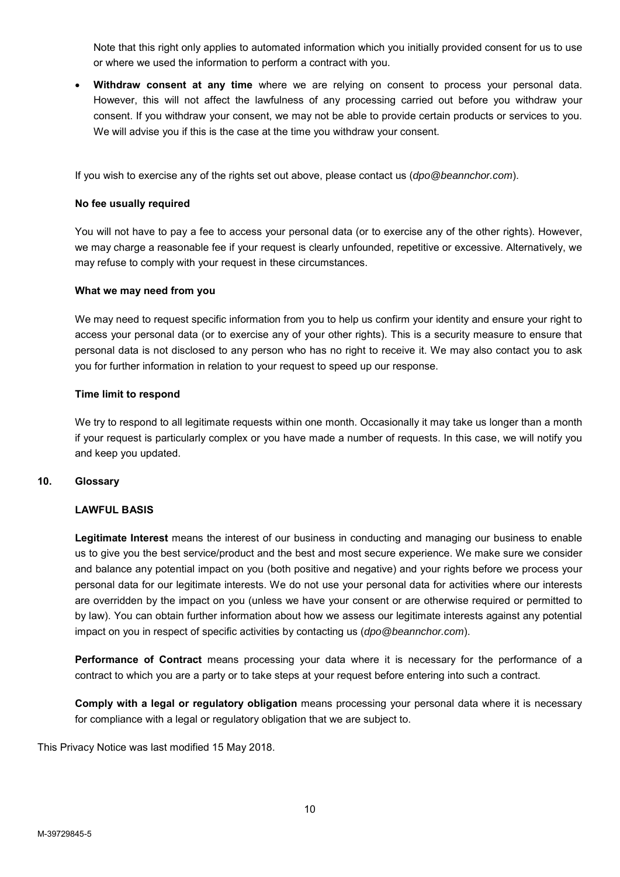Note that this right only applies to automated information which you initially provided consent for us to use or where we used the information to perform a contract with you.

- **Withdraw consent at any time** where we are relying on consent to process your personal data. However, this will not affect the lawfulness of any processing carried out before you withdraw your consent. If you withdraw your consent, we may not be able to provide certain products or services to you. We will advise you if this is the case at the time you withdraw your consent.

If you wish to exercise any of the rights set out above, please contact us (*dpo@beannchor.com*).

**No fee usually required**

You will not have to pay a fee to access your personal data (or to exercise any of the other rights). However, we may charge a reasonable fee if your request is clearly unfounded, repetitive or excessive. Alternatively, we may refuse to comply with your request in these circumstances.

**What we may need from you**

We may need to request specific information from you to help us confirm your identity and ensure your right to access your personal data (or to exercise any of your other rights). This is a security measure to ensure that personal data is not disclosed to any person who has no right to receive it. We may also contact you to ask you for further information in relation to your request to speed up our response.

**Time limit to respond**

We try to respond to all legitimate requests within one month. Occasionally it may take us longer than a month if your request is particularly complex or you have made a number of requests. In this case, we will notify you and keep you updated.

## 10. Glossary

**LAWFUL BASIS**

**Legitimate Interest** means the interest of our business in conducting and managing our business to enable us to give you the best service/product and the best and most secure experience. We make sure we consider and balance any potential impact on you (both positive and negative) and your rights before we process your personal data for our legitimate interests. We do not use your personal data for activities where our interests are overridden by the impact on you (unless we have your consent or are otherwise required or permitted to by law). You can obtain further information about how we assess our legitimate interests against any potential impact on you in respect of specific activities by contacting us (*dpo@beannchor.com*).

**Performance of Contract** means processing your data where it is necessary for the performance of a contract to which you are a party or to take steps at your request before entering into such a contract.

**Comply with a legal or regulatory obligation** means processing your personal data where it is necessary for compliance with a legal or regulatory obligation that we are subject to.

This Privacy Notice was last modified 15 May 2018.

M-39729845-5